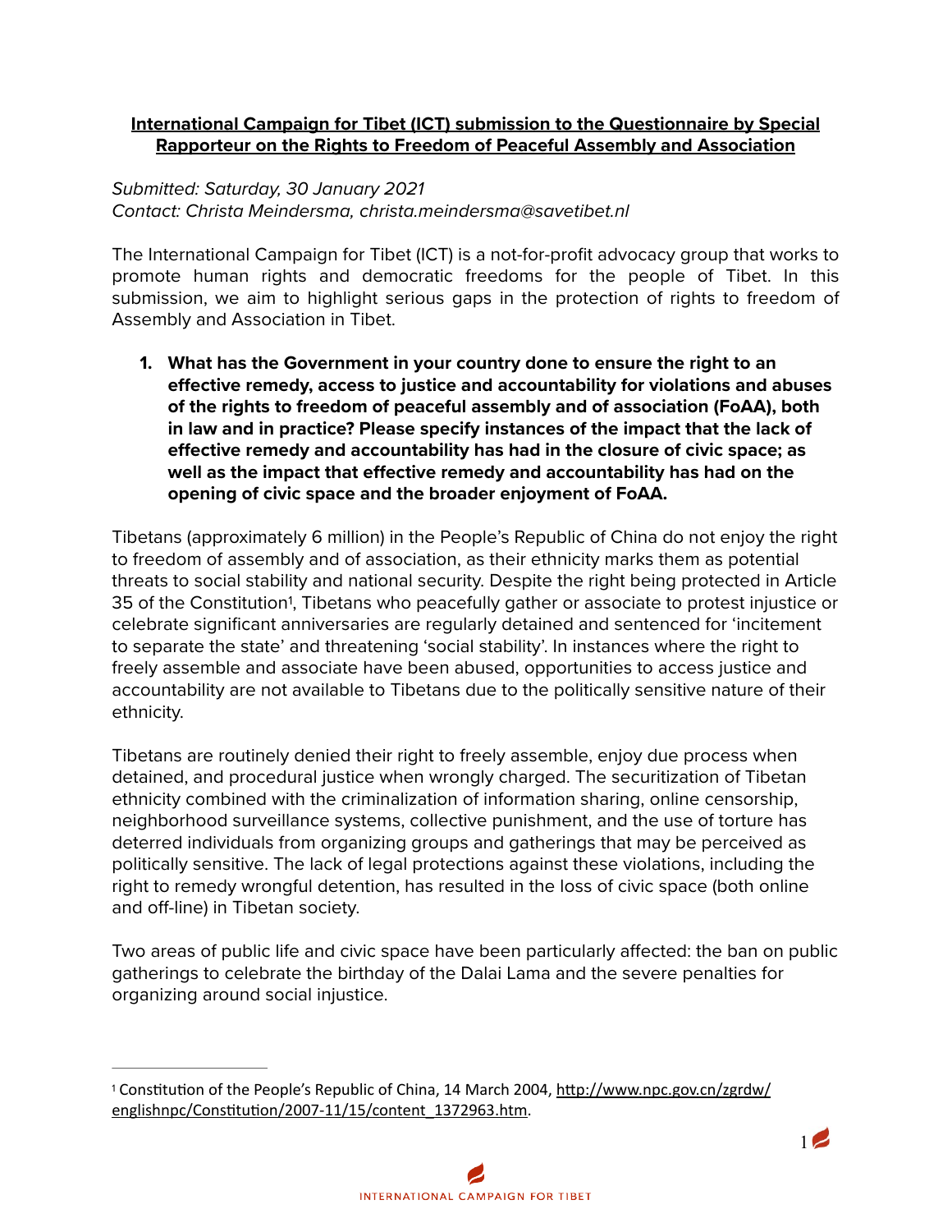**International Campaign for Tibet (ICT) submission to the Questionnaire by Special Rapporteur on the Rights to Freedom of Peaceful Assembly and Association**

*Submitted: Saturday, 30 January 2021*
*Contact: Christa Meindersma, christa.meindersma@savetibet.nl*

The International Campaign for Tibet (ICT) is a not-for-profit advocacy group that works to promote human rights and democratic freedoms for the people of Tibet. In this submission, we aim to highlight serious gaps in the protection of rights to freedom of Assembly and Association in Tibet.

1. **What has the Government in your country done to ensure the right to an effective remedy, access to justice and accountability for violations and abuses of the rights to freedom of peaceful assembly and of association (FoAA), both in law and in practice? Please specify instances of the impact that the lack of effective remedy and accountability has had in the closure of civic space; as well as the impact that effective remedy and accountability has had on the opening of civic space and the broader enjoyment of FoAA.**

Tibetans (approximately 6 million) in the People's Republic of China do not enjoy the right to freedom of assembly and of association, as their ethnicity marks them as potential threats to social stability and national security. Despite the right being protected in Article 35 of the Constitution[1], Tibetans who peacefully gather or associate to protest injustice or celebrate significant anniversaries are regularly detained and sentenced for 'incitement to separate the state' and threatening 'social stability'. In instances where the right to freely assemble and associate have been abused, opportunities to access justice and accountability are not available to Tibetans due to the politically sensitive nature of their ethnicity.

Tibetans are routinely denied their right to freely assemble, enjoy due process when detained, and procedural justice when wrongly charged. The securitization of Tibetan ethnicity combined with the criminalization of information sharing, online censorship, neighborhood surveillance systems, collective punishment, and the use of torture has deterred individuals from organizing groups and gatherings that may be perceived as politically sensitive. The lack of legal protections against these violations, including the right to remedy wrongful detention, has resulted in the loss of civic space (both online and off-line) in Tibetan society.

Two areas of public life and civic space have been particularly affected: the ban on public gatherings to celebrate the birthday of the Dalai Lama and the severe penalties for organizing around social injustice.

---

[1] Constitution of the People's Republic of China, 14 March 2004, http://www.npc.gov.cn/zgrdw/englishnpc/Constitution/2007-11/15/content_1372963.htm.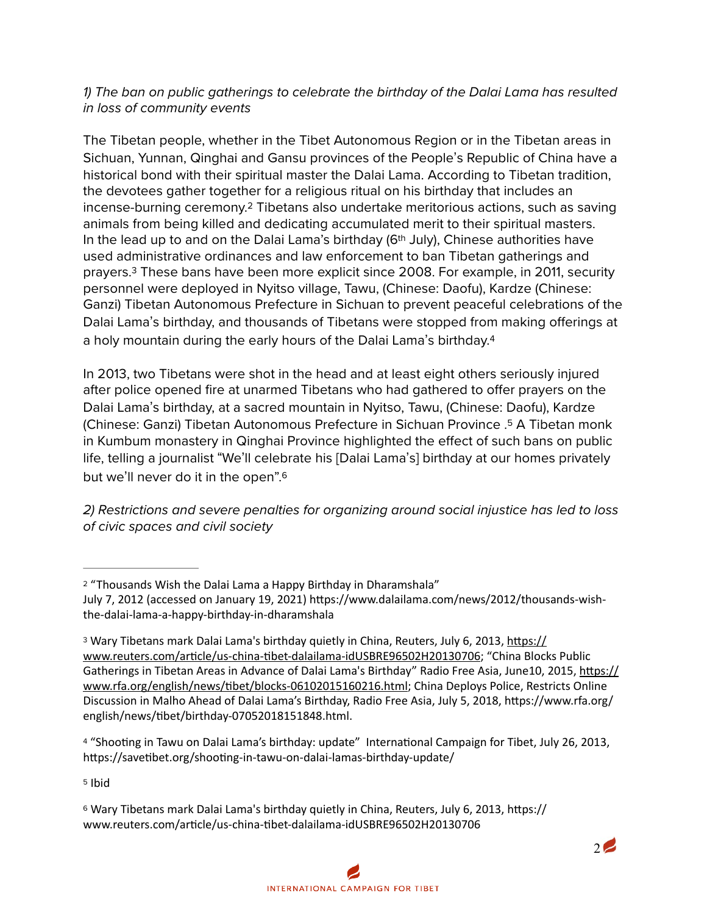*1) The ban on public gatherings to celebrate the birthday of the Dalai Lama has resulted in loss of community events*

The Tibetan people, whether in the Tibet Autonomous Region or in the Tibetan areas in Sichuan, Yunnan, Qinghai and Gansu provinces of the People's Republic of China have a historical bond with their spiritual master the Dalai Lama. According to Tibetan tradition, the devotees gather together for a religious ritual on his birthday that includes an incense-burning ceremony.[2] Tibetans also undertake meritorious actions, such as saving animals from being killed and dedicating accumulated merit to their spiritual masters. In the lead up to and on the Dalai Lama's birthday (6th July), Chinese authorities have used administrative ordinances and law enforcement to ban Tibetan gatherings and prayers.[3] These bans have been more explicit since 2008. For example, in 2011, security personnel were deployed in Nyitso village, Tawu, (Chinese: Daofu), Kardze (Chinese: Ganzi) Tibetan Autonomous Prefecture in Sichuan to prevent peaceful celebrations of the Dalai Lama's birthday, and thousands of Tibetans were stopped from making offerings at a holy mountain during the early hours of the Dalai Lama's birthday.[4]

In 2013, two Tibetans were shot in the head and at least eight others seriously injured after police opened fire at unarmed Tibetans who had gathered to offer prayers on the Dalai Lama's birthday, at a sacred mountain in Nyitso, Tawu, (Chinese: Daofu), Kardze (Chinese: Ganzi) Tibetan Autonomous Prefecture in Sichuan Province .[5] A Tibetan monk in Kumbum monastery in Qinghai Province highlighted the effect of such bans on public life, telling a journalist "We'll celebrate his [Dalai Lama's] birthday at our homes privately but we'll never do it in the open".[6]

*2) Restrictions and severe penalties for organizing around social injustice has led to loss of civic spaces and civil society*

---

[2] "Thousands Wish the Dalai Lama a Happy Birthday in Dharamshala" July 7, 2012 (accessed on January 19, 2021) https://www.dalailama.com/news/2012/thousands-wish-the-dalai-lama-a-happy-birthday-in-dharamshala

[3] Wary Tibetans mark Dalai Lama's birthday quietly in China, Reuters, July 6, 2013, https://www.reuters.com/article/us-china-tibet-dalailama-idUSBRE96502H20130706; "China Blocks Public Gatherings in Tibetan Areas in Advance of Dalai Lama's Birthday" Radio Free Asia, June10, 2015, https://www.rfa.org/english/news/tibet/blocks-06102015160216.html; China Deploys Police, Restricts Online Discussion in Malho Ahead of Dalai Lama's Birthday, Radio Free Asia, July 5, 2018, https://www.rfa.org/english/news/tibet/birthday-07052018151848.html.

[4] "Shooting in Tawu on Dalai Lama's birthday: update" International Campaign for Tibet, July 26, 2013, https://savetibet.org/shooting-in-tawu-on-dalai-lamas-birthday-update/

[5] Ibid

[6] Wary Tibetans mark Dalai Lama's birthday quietly in China, Reuters, July 6, 2013, https://www.reuters.com/article/us-china-tibet-dalailama-idUSBRE96502H20130706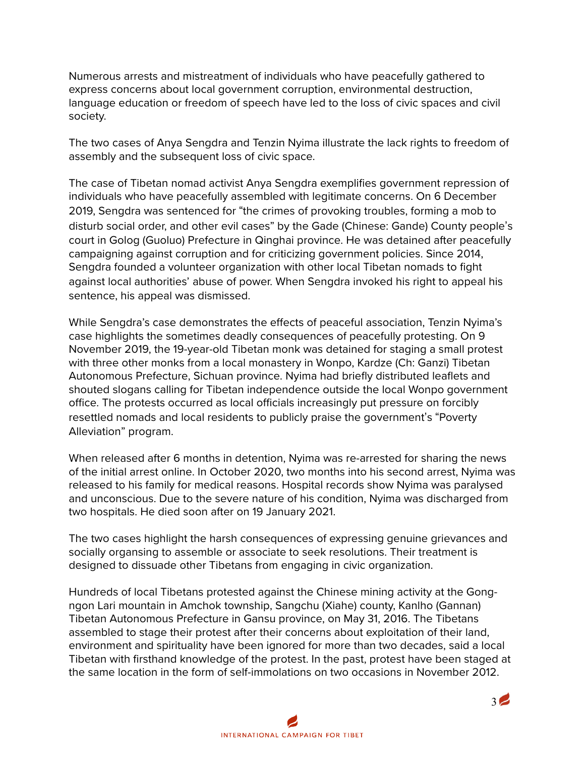Numerous arrests and mistreatment of individuals who have peacefully gathered to express concerns about local government corruption, environmental destruction, language education or freedom of speech have led to the loss of civic spaces and civil society.

The two cases of Anya Sengdra and Tenzin Nyima illustrate the lack rights to freedom of assembly and the subsequent loss of civic space.

The case of Tibetan nomad activist Anya Sengdra exemplifies government repression of individuals who have peacefully assembled with legitimate concerns. On 6 December 2019, Sengdra was sentenced for "the crimes of provoking troubles, forming a mob to disturb social order, and other evil cases" by the Gade (Chinese: Gande) County people's court in Golog (Guoluo) Prefecture in Qinghai province. He was detained after peacefully campaigning against corruption and for criticizing government policies. Since 2014, Sengdra founded a volunteer organization with other local Tibetan nomads to fight against local authorities' abuse of power. When Sengdra invoked his right to appeal his sentence, his appeal was dismissed.

While Sengdra's case demonstrates the effects of peaceful association, Tenzin Nyima's case highlights the sometimes deadly consequences of peacefully protesting. On 9 November 2019, the 19-year-old Tibetan monk was detained for staging a small protest with three other monks from a local monastery in Wonpo, Kardze (Ch: Ganzi) Tibetan Autonomous Prefecture, Sichuan province. Nyima had briefly distributed leaflets and shouted slogans calling for Tibetan independence outside the local Wonpo government office. The protests occurred as local officials increasingly put pressure on forcibly resettled nomads and local residents to publicly praise the government's "Poverty Alleviation" program.

When released after 6 months in detention, Nyima was re-arrested for sharing the news of the initial arrest online. In October 2020, two months into his second arrest, Nyima was released to his family for medical reasons. Hospital records show Nyima was paralysed and unconscious. Due to the severe nature of his condition, Nyima was discharged from two hospitals. He died soon after on 19 January 2021.

The two cases highlight the harsh consequences of expressing genuine grievances and socially organsing to assemble or associate to seek resolutions. Their treatment is designed to dissuade other Tibetans from engaging in civic organization.

Hundreds of local Tibetans protested against the Chinese mining activity at the Gong-ngon Lari mountain in Amchok township, Sangchu (Xiahe) county, Kanlho (Gannan) Tibetan Autonomous Prefecture in Gansu province, on May 31, 2016. The Tibetans assembled to stage their protest after their concerns about exploitation of their land, environment and spirituality have been ignored for more than two decades, said a local Tibetan with firsthand knowledge of the protest. In the past, protest have been staged at the same location in the form of self-immolations on two occasions in November 2012.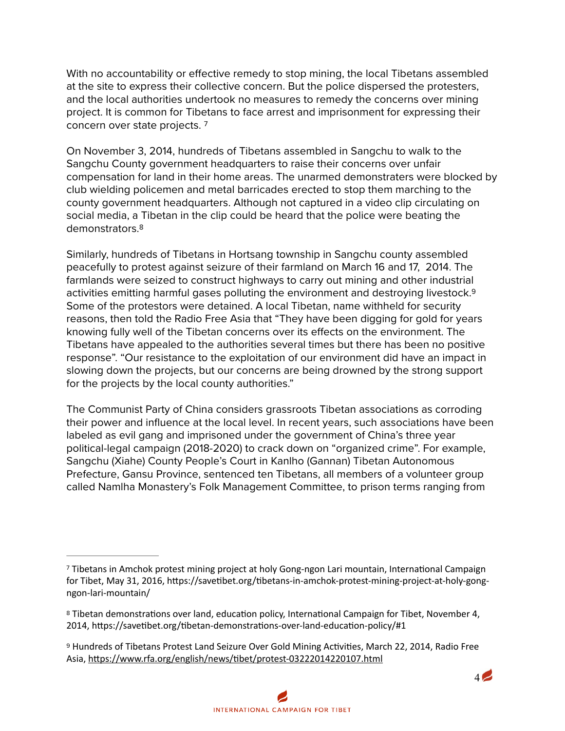With no accountability or effective remedy to stop mining, the local Tibetans assembled at the site to express their collective concern. But the police dispersed the protesters, and the local authorities undertook no measures to remedy the concerns over mining project. It is common for Tibetans to face arrest and imprisonment for expressing their concern over state projects. [7]

On November 3, 2014, hundreds of Tibetans assembled in Sangchu to walk to the Sangchu County government headquarters to raise their concerns over unfair compensation for land in their home areas. The unarmed demonstraters were blocked by club wielding policemen and metal barricades erected to stop them marching to the county government headquarters. Although not captured in a video clip circulating on social media, a Tibetan in the clip could be heard that the police were beating the demonstrators.[8]

Similarly, hundreds of Tibetans in Hortsang township in Sangchu county assembled peacefully to protest against seizure of their farmland on March 16 and 17, 2014. The farmlands were seized to construct highways to carry out mining and other industrial activities emitting harmful gases polluting the environment and destroying livestock.[9] Some of the protestors were detained. A local Tibetan, name withheld for security reasons, then told the Radio Free Asia that "They have been digging for gold for years knowing fully well of the Tibetan concerns over its effects on the environment. The Tibetans have appealed to the authorities several times but there has been no positive response". "Our resistance to the exploitation of our environment did have an impact in slowing down the projects, but our concerns are being drowned by the strong support for the projects by the local county authorities."

The Communist Party of China considers grassroots Tibetan associations as corroding their power and influence at the local level. In recent years, such associations have been labeled as evil gang and imprisoned under the government of China's three year political-legal campaign (2018-2020) to crack down on "organized crime". For example, Sangchu (Xiahe) County People's Court in Kanlho (Gannan) Tibetan Autonomous Prefecture, Gansu Province, sentenced ten Tibetans, all members of a volunteer group called Namlha Monastery's Folk Management Committee, to prison terms ranging from

---

[7] Tibetans in Amchok protest mining project at holy Gong-ngon Lari mountain, International Campaign for Tibet, May 31, 2016, https://savetibet.org/tibetans-in-amchok-protest-mining-project-at-holy-gong-ngon-lari-mountain/

[8] Tibetan demonstrations over land, education policy, International Campaign for Tibet, November 4, 2014, https://savetibet.org/tibetan-demonstrations-over-land-education-policy/#1

[9] Hundreds of Tibetans Protest Land Seizure Over Gold Mining Activities, March 22, 2014, Radio Free Asia, https://www.rfa.org/english/news/tibet/protest-03222014220107.html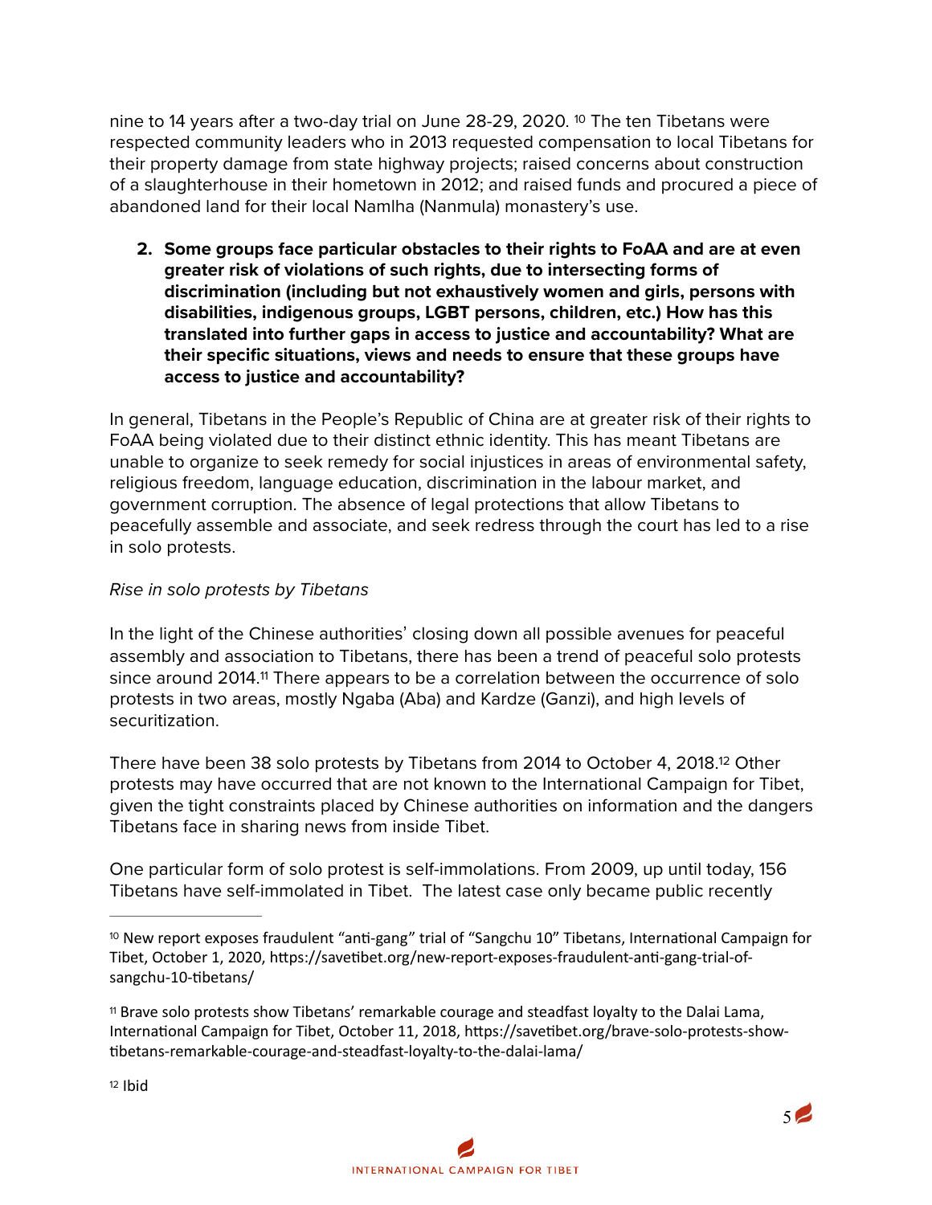nine to 14 years after a two-day trial on June 28-29, 2020. [10] The ten Tibetans were respected community leaders who in 2013 requested compensation to local Tibetans for their property damage from state highway projects; raised concerns about construction of a slaughterhouse in their hometown in 2012; and raised funds and procured a piece of abandoned land for their local Namlha (Nanmula) monastery's use.

2. **Some groups face particular obstacles to their rights to FoAA and are at even greater risk of violations of such rights, due to intersecting forms of discrimination (including but not exhaustively women and girls, persons with disabilities, indigenous groups, LGBT persons, children, etc.) How has this translated into further gaps in access to justice and accountability? What are their specific situations, views and needs to ensure that these groups have access to justice and accountability?**

In general, Tibetans in the People's Republic of China are at greater risk of their rights to FoAA being violated due to their distinct ethnic identity. This has meant Tibetans are unable to organize to seek remedy for social injustices in areas of environmental safety, religious freedom, language education, discrimination in the labour market, and government corruption. The absence of legal protections that allow Tibetans to peacefully assemble and associate, and seek redress through the court has led to a rise in solo protests.

*Rise in solo protests by Tibetans*

In the light of the Chinese authorities' closing down all possible avenues for peaceful assembly and association to Tibetans, there has been a trend of peaceful solo protests since around 2014.[11] There appears to be a correlation between the occurrence of solo protests in two areas, mostly Ngaba (Aba) and Kardze (Ganzi), and high levels of securitization.

There have been 38 solo protests by Tibetans from 2014 to October 4, 2018.[12] Other protests may have occurred that are not known to the International Campaign for Tibet, given the tight constraints placed by Chinese authorities on information and the dangers Tibetans face in sharing news from inside Tibet.

One particular form of solo protest is self-immolations. From 2009, up until today, 156 Tibetans have self-immolated in Tibet. The latest case only became public recently

---

[10] New report exposes fraudulent "anti-gang" trial of "Sangchu 10" Tibetans, International Campaign for Tibet, October 1, 2020, https://savetibet.org/new-report-exposes-fraudulent-anti-gang-trial-of-sangchu-10-tibetans/

[11] Brave solo protests show Tibetans' remarkable courage and steadfast loyalty to the Dalai Lama, International Campaign for Tibet, October 11, 2018, https://savetibet.org/brave-solo-protests-show-tibetans-remarkable-courage-and-steadfast-loyalty-to-the-dalai-lama/

[12] Ibid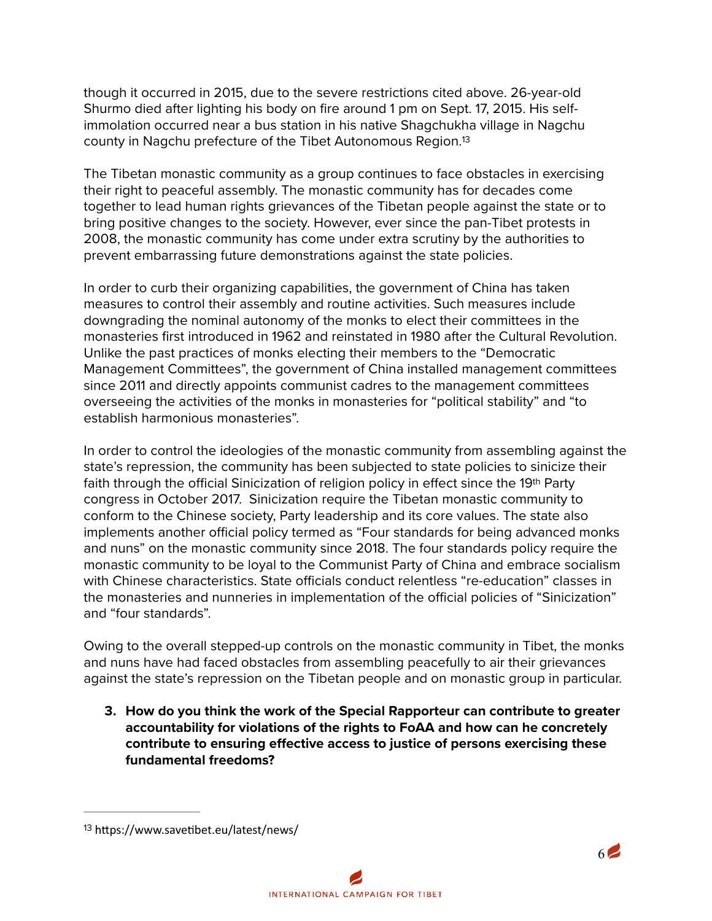though it occurred in 2015, due to the severe restrictions cited above. 26-year-old Shurmo died after lighting his body on fire around 1 pm on Sept. 17, 2015. His self-immolation occurred near a bus station in his native Shagchukha village in Nagchu county in Nagchu prefecture of the Tibet Autonomous Region.[13]

The Tibetan monastic community as a group continues to face obstacles in exercising their right to peaceful assembly. The monastic community has for decades come together to lead human rights grievances of the Tibetan people against the state or to bring positive changes to the society. However, ever since the pan-Tibet protests in 2008, the monastic community has come under extra scrutiny by the authorities to prevent embarrassing future demonstrations against the state policies.

In order to curb their organizing capabilities, the government of China has taken measures to control their assembly and routine activities. Such measures include downgrading the nominal autonomy of the monks to elect their committees in the monasteries first introduced in 1962 and reinstated in 1980 after the Cultural Revolution. Unlike the past practices of monks electing their members to the "Democratic Management Committees", the government of China installed management committees since 2011 and directly appoints communist cadres to the management committees overseeing the activities of the monks in monasteries for "political stability" and "to establish harmonious monasteries".

In order to control the ideologies of the monastic community from assembling against the state's repression, the community has been subjected to state policies to sinicize their faith through the official Sinicization of religion policy in effect since the 19th Party congress in October 2017. Sinicization require the Tibetan monastic community to conform to the Chinese society, Party leadership and its core values. The state also implements another official policy termed as "Four standards for being advanced monks and nuns" on the monastic community since 2018. The four standards policy require the monastic community to be loyal to the Communist Party of China and embrace socialism with Chinese characteristics. State officials conduct relentless "re-education" classes in the monasteries and nunneries in implementation of the official policies of "Sinicization" and "four standards".

Owing to the overall stepped-up controls on the monastic community in Tibet, the monks and nuns have had faced obstacles from assembling peacefully to air their grievances against the state's repression on the Tibetan people and on monastic group in particular.

3. **How do you think the work of the Special Rapporteur can contribute to greater accountability for violations of the rights to FoAA and how can he concretely contribute to ensuring effective access to justice of persons exercising these fundamental freedoms?**

---

[13] https://www.savetibet.eu/latest/news/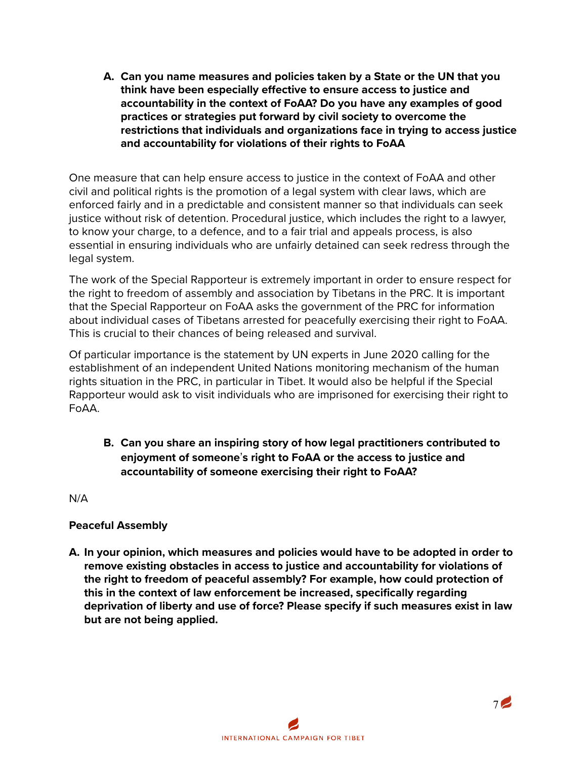**A. Can you name measures and policies taken by a State or the UN that you think have been especially effective to ensure access to justice and accountability in the context of FoAA? Do you have any examples of good practices or strategies put forward by civil society to overcome the restrictions that individuals and organizations face in trying to access justice and accountability for violations of their rights to FoAA**

One measure that can help ensure access to justice in the context of FoAA and other civil and political rights is the promotion of a legal system with clear laws, which are enforced fairly and in a predictable and consistent manner so that individuals can seek justice without risk of detention. Procedural justice, which includes the right to a lawyer, to know your charge, to a defence, and to a fair trial and appeals process, is also essential in ensuring individuals who are unfairly detained can seek redress through the legal system.

The work of the Special Rapporteur is extremely important in order to ensure respect for the right to freedom of assembly and association by Tibetans in the PRC. It is important that the Special Rapporteur on FoAA asks the government of the PRC for information about individual cases of Tibetans arrested for peacefully exercising their right to FoAA. This is crucial to their chances of being released and survival.

Of particular importance is the statement by UN experts in June 2020 calling for the establishment of an independent United Nations monitoring mechanism of the human rights situation in the PRC, in particular in Tibet. It would also be helpful if the Special Rapporteur would ask to visit individuals who are imprisoned for exercising their right to FoAA.

**B. Can you share an inspiring story of how legal practitioners contributed to enjoyment of someone's right to FoAA or the access to justice and accountability of someone exercising their right to FoAA?**

N/A

**Peaceful Assembly**

**A. In your opinion, which measures and policies would have to be adopted in order to remove existing obstacles in access to justice and accountability for violations of the right to freedom of peaceful assembly? For example, how could protection of this in the context of law enforcement be increased, specifically regarding deprivation of liberty and use of force? Please specify if such measures exist in law but are not being applied.**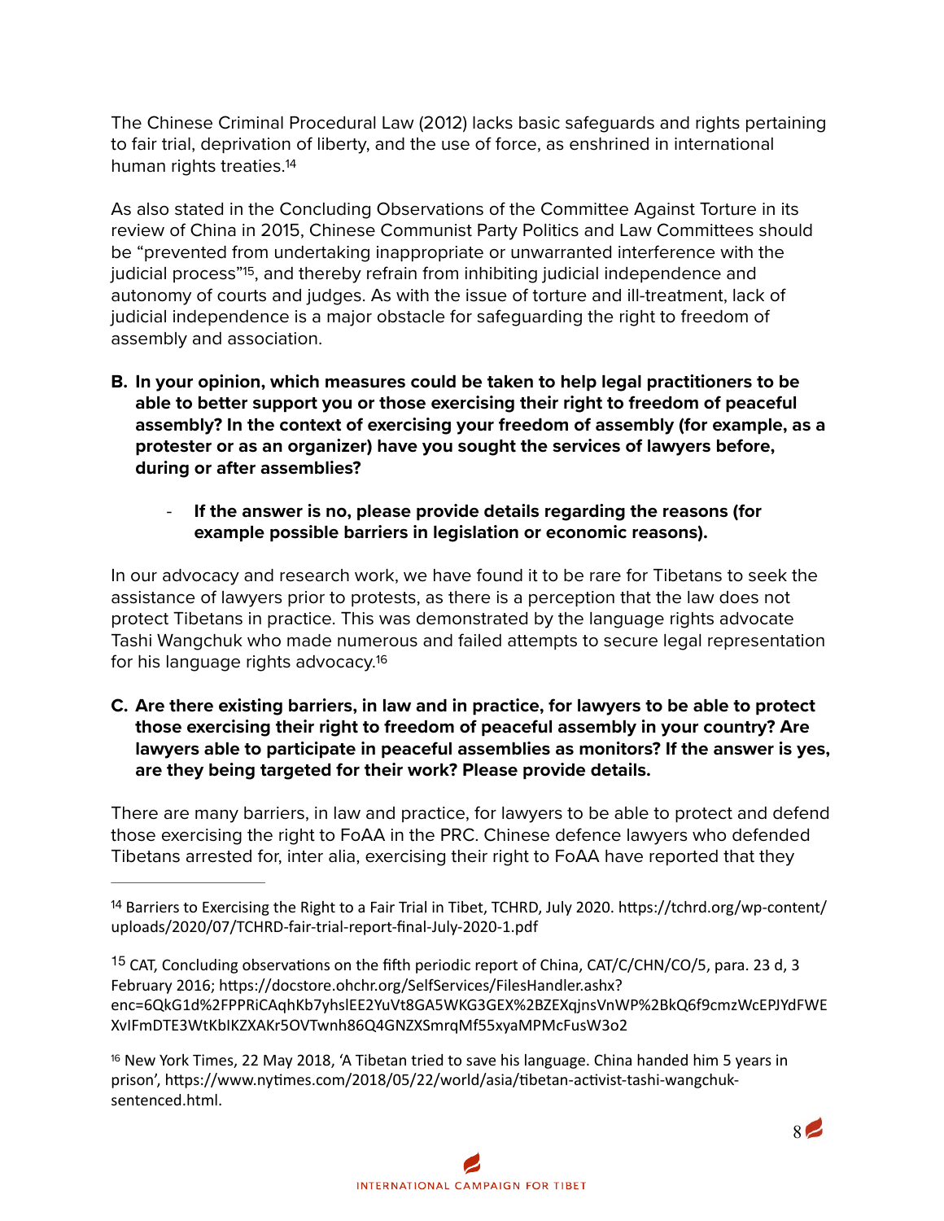The Chinese Criminal Procedural Law (2012) lacks basic safeguards and rights pertaining to fair trial, deprivation of liberty, and the use of force, as enshrined in international human rights treaties.[14]

As also stated in the Concluding Observations of the Committee Against Torture in its review of China in 2015, Chinese Communist Party Politics and Law Committees should be "prevented from undertaking inappropriate or unwarranted interference with the judicial process"[15], and thereby refrain from inhibiting judicial independence and autonomy of courts and judges. As with the issue of torture and ill-treatment, lack of judicial independence is a major obstacle for safeguarding the right to freedom of assembly and association.

**B. In your opinion, which measures could be taken to help legal practitioners to be able to better support you or those exercising their right to freedom of peaceful assembly? In the context of exercising your freedom of assembly (for example, as a protester or as an organizer) have you sought the services of lawyers before, during or after assemblies?**

- **If the answer is no, please provide details regarding the reasons (for example possible barriers in legislation or economic reasons).**

In our advocacy and research work, we have found it to be rare for Tibetans to seek the assistance of lawyers prior to protests, as there is a perception that the law does not protect Tibetans in practice. This was demonstrated by the language rights advocate Tashi Wangchuk who made numerous and failed attempts to secure legal representation for his language rights advocacy.[16]

**C. Are there existing barriers, in law and in practice, for lawyers to be able to protect those exercising their right to freedom of peaceful assembly in your country? Are lawyers able to participate in peaceful assemblies as monitors? If the answer is yes, are they being targeted for their work? Please provide details.**

There are many barriers, in law and practice, for lawyers to be able to protect and defend those exercising the right to FoAA in the PRC. Chinese defence lawyers who defended Tibetans arrested for, inter alia, exercising their right to FoAA have reported that they

---

[14] Barriers to Exercising the Right to a Fair Trial in Tibet, TCHRD, July 2020. https://tchrd.org/wp-content/uploads/2020/07/TCHRD-fair-trial-report-final-July-2020-1.pdf

[15] CAT, Concluding observations on the fifth periodic report of China, CAT/C/CHN/CO/5, para. 23 d, 3 February 2016; https://docstore.ohchr.org/SelfServices/FilesHandler.ashx?enc=6QkG1d%2FPPRiCAqhKb7yhslEE2YuVt8GA5WKG3GEX%2BZEXqjnsVnWP%2BkQ6f9cmzWcEPJYdFWEXvIFmDTE3WtKbIKZXAKr5OVTwnh86Q4GNZXSmrqMf55xyaMPMcFusW3o2

[16] New York Times, 22 May 2018, 'A Tibetan tried to save his language. China handed him 5 years in prison', https://www.nytimes.com/2018/05/22/world/asia/tibetan-activist-tashi-wangchuk-sentenced.html.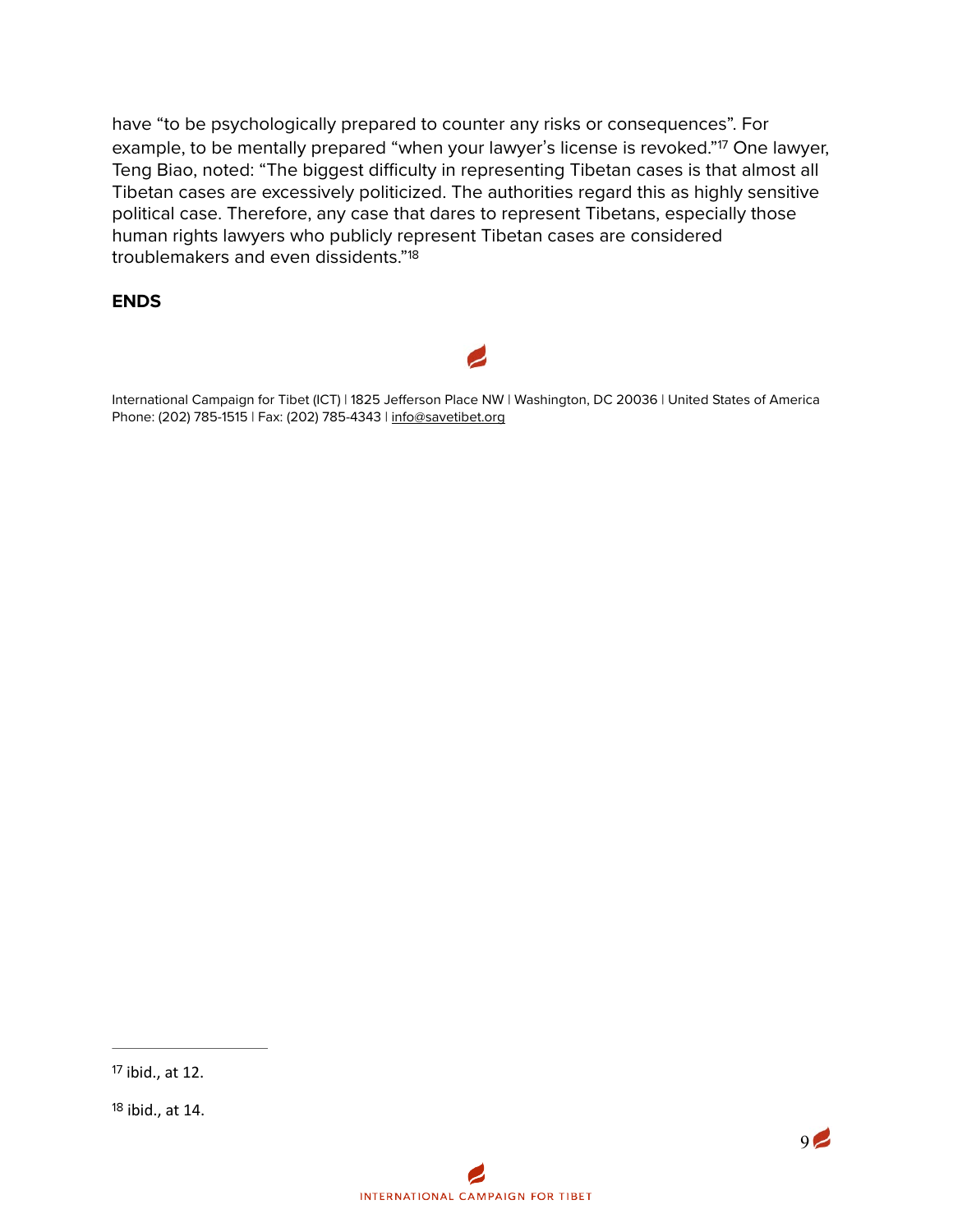have "to be psychologically prepared to counter any risks or consequences". For example, to be mentally prepared "when your lawyer's license is revoked."[17] One lawyer, Teng Biao, noted: "The biggest difficulty in representing Tibetan cases is that almost all Tibetan cases are excessively politicized. The authorities regard this as highly sensitive political case. Therefore, any case that dares to represent Tibetans, especially those human rights lawyers who publicly represent Tibetan cases are considered troublemakers and even dissidents."[18]

**ENDS**

International Campaign for Tibet (ICT) | 1825 Jefferson Place NW | Washington, DC 20036 | United States of America
Phone: (202) 785-1515 | Fax: (202) 785-4343 | info@savetibet.org

[17] ibid., at 12.

[18] ibid., at 14.